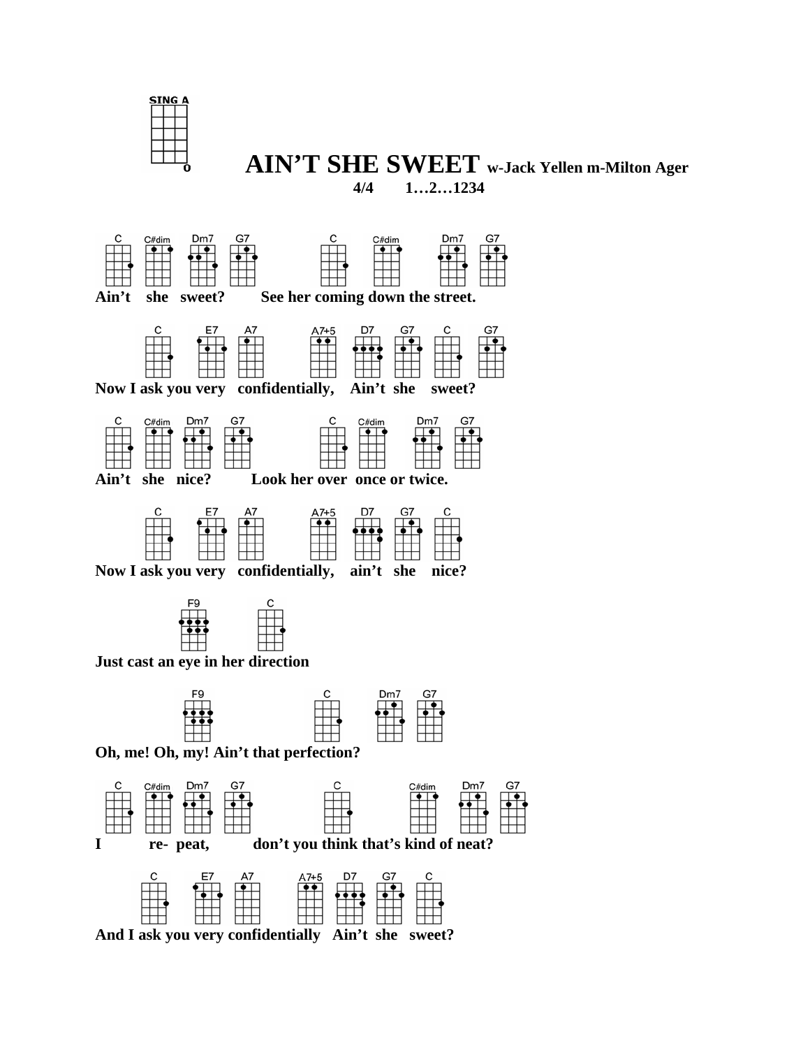SING A

# AIN'T SHE SWEET w-Jack Yellen m-Milton Ager

**4/4 1…2…1234**

C C#dim Dm7 G7 C C#dim Dm7 G7
**Ain't she sweet? See her coming down the street.**

C E7 A7 A7+5 D7 G7 C G7
**Now I ask you very confidentially, Ain't she sweet?**

C C#dim Dm7 G7 C C#dim Dm7 G7
**Ain't she nice? Look her over once or twice.**

C E7 A7 A7+5 D7 G7 C
**Now I ask you very confidentially, ain't she nice?**

F9 C
**Just cast an eye in her direction**

F9 C Dm7 G7
**Oh, me! Oh, my! Ain't that perfection?**

C C#dim Dm7 G7 C C#dim Dm7 G7
**I re- peat, don't you think that's kind of neat?**

C E7 A7 A7+5 D7 G7 C
**And I ask you very confidentially Ain't she sweet?**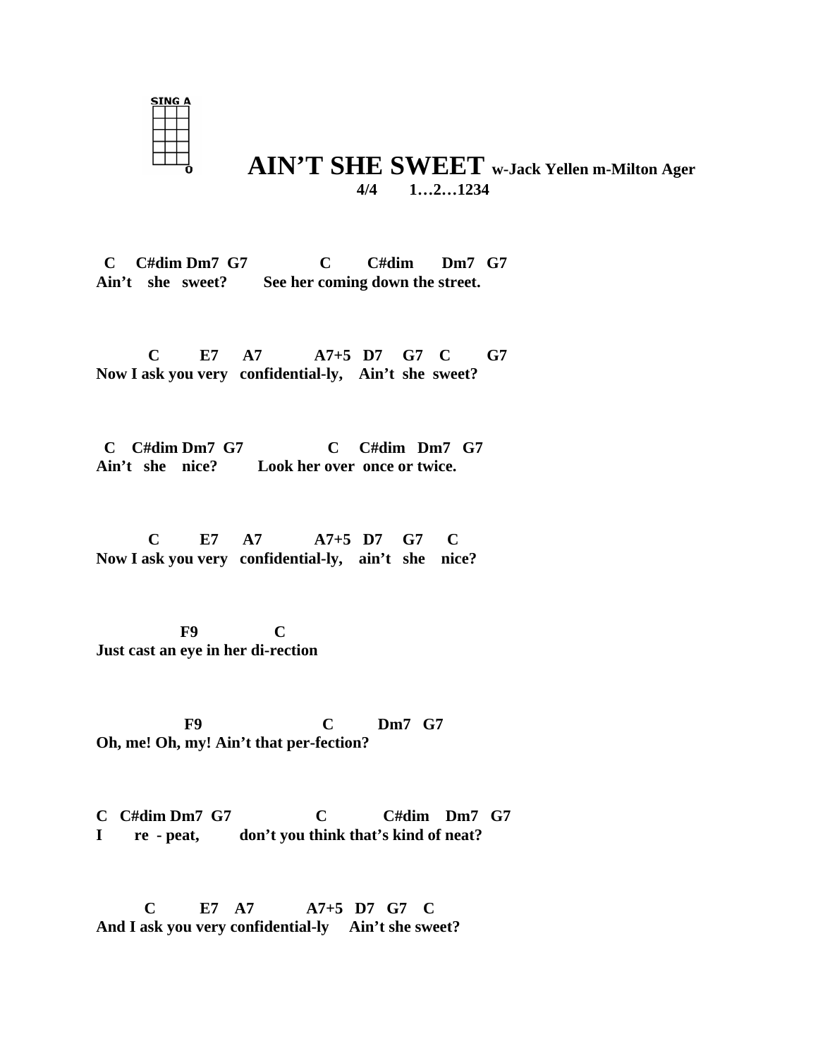SING A

o

# AIN'T SHE SWEET w-Jack Yellen m-Milton Ager

4/4 1…2…1234

```
  C    C#dim Dm7  G7               C       C#dim      Dm7   G7
Ain't    she   sweet?        See her coming down the street.

         C        E7      A7           A7+5   D7     G7    C        G7
Now I ask you very   confidential-ly,    Ain't  she  sweet?

  C    C#dim Dm7  G7                C     C#dim   Dm7   G7
Ain't   she    nice?        Look her over  once or twice.

         C        E7      A7           A7+5   D7     G7     C
Now I ask you very   confidential-ly,    ain't   she    nice?

              F9              C
Just cast an eye in her di-rection

               F9                       C          Dm7   G7
Oh, me! Oh, my! Ain't that per-fection?

C   C#dim Dm7  G7                 C            C#dim    Dm7   G7
I       re  - peat,          don't you think that's kind of neat?

        C          E7    A7           A7+5   D7   G7    C
And I ask you very confidential-ly     Ain't she sweet?
```